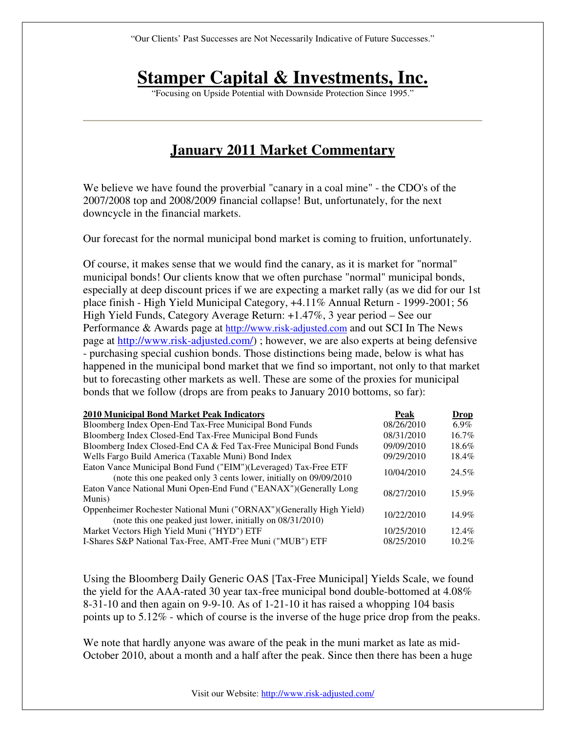"Our Clients' Past Successes are Not Necessarily Indicative of Future Successes."

# Stamper Capital & Investments, Inc.

"Focusing on Upside Potential with Downside Protection Since 1995."

---

## January 2011 Market Commentary

We believe we have found the proverbial "canary in a coal mine" - the CDO's of the 2007/2008 top and 2008/2009 financial collapse! But, unfortunately, for the next downcycle in the financial markets.

Our forecast for the normal municipal bond market is coming to fruition, unfortunately.

Of course, it makes sense that we would find the canary, as it is market for "normal" municipal bonds! Our clients know that we often purchase "normal" municipal bonds, especially at deep discount prices if we are expecting a market rally (as we did for our 1st place finish - High Yield Municipal Category, +4.11% Annual Return - 1999-2001; 56 High Yield Funds, Category Average Return: +1.47%, 3 year period – See our Performance & Awards page at http://www.risk-adjusted.com and out SCI In The News page at http://www.risk-adjusted.com/) ; however, we are also experts at being defensive - purchasing special cushion bonds. Those distinctions being made, below is what has happened in the municipal bond market that we find so important, not only to that market but to forecasting other markets as well. These are some of the proxies for municipal bonds that we follow (drops are from peaks to January 2010 bottoms, so far):

| 2010 Municipal Bond Market Peak Indicators | Peak | Drop |
|---|---|---|
| Bloomberg Index Open-End Tax-Free Municipal Bond Funds | 08/26/2010 | 6.9% |
| Bloomberg Index Closed-End Tax-Free Municipal Bond Funds | 08/31/2010 | 16.7% |
| Bloomberg Index Closed-End CA & Fed Tax-Free Municipal Bond Funds | 09/09/2010 | 18.6% |
| Wells Fargo Build America (Taxable Muni) Bond Index | 09/29/2010 | 18.4% |
| Eaton Vance Municipal Bond Fund ("EIM")(Leveraged) Tax-Free ETF (note this one peaked only 3 cents lower, initially on 09/09/2010 | 10/04/2010 | 24.5% |
| Eaton Vance National Muni Open-End Fund ("EANAX")(Generally Long Munis) | 08/27/2010 | 15.9% |
| Oppenheimer Rochester National Muni ("ORNAX")(Generally High Yield) (note this one peaked just lower, initially on 08/31/2010) | 10/22/2010 | 14.9% |
| Market Vectors High Yield Muni ("HYD") ETF | 10/25/2010 | 12.4% |
| I-Shares S&P National Tax-Free, AMT-Free Muni ("MUB") ETF | 08/25/2010 | 10.2% |

Using the Bloomberg Daily Generic OAS [Tax-Free Municipal] Yields Scale, we found the yield for the AAA-rated 30 year tax-free municipal bond double-bottomed at 4.08% 8-31-10 and then again on 9-9-10. As of 1-21-10 it has raised a whopping 104 basis points up to 5.12% - which of course is the inverse of the huge price drop from the peaks.

We note that hardly anyone was aware of the peak in the muni market as late as mid-October 2010, about a month and a half after the peak. Since then there has been a huge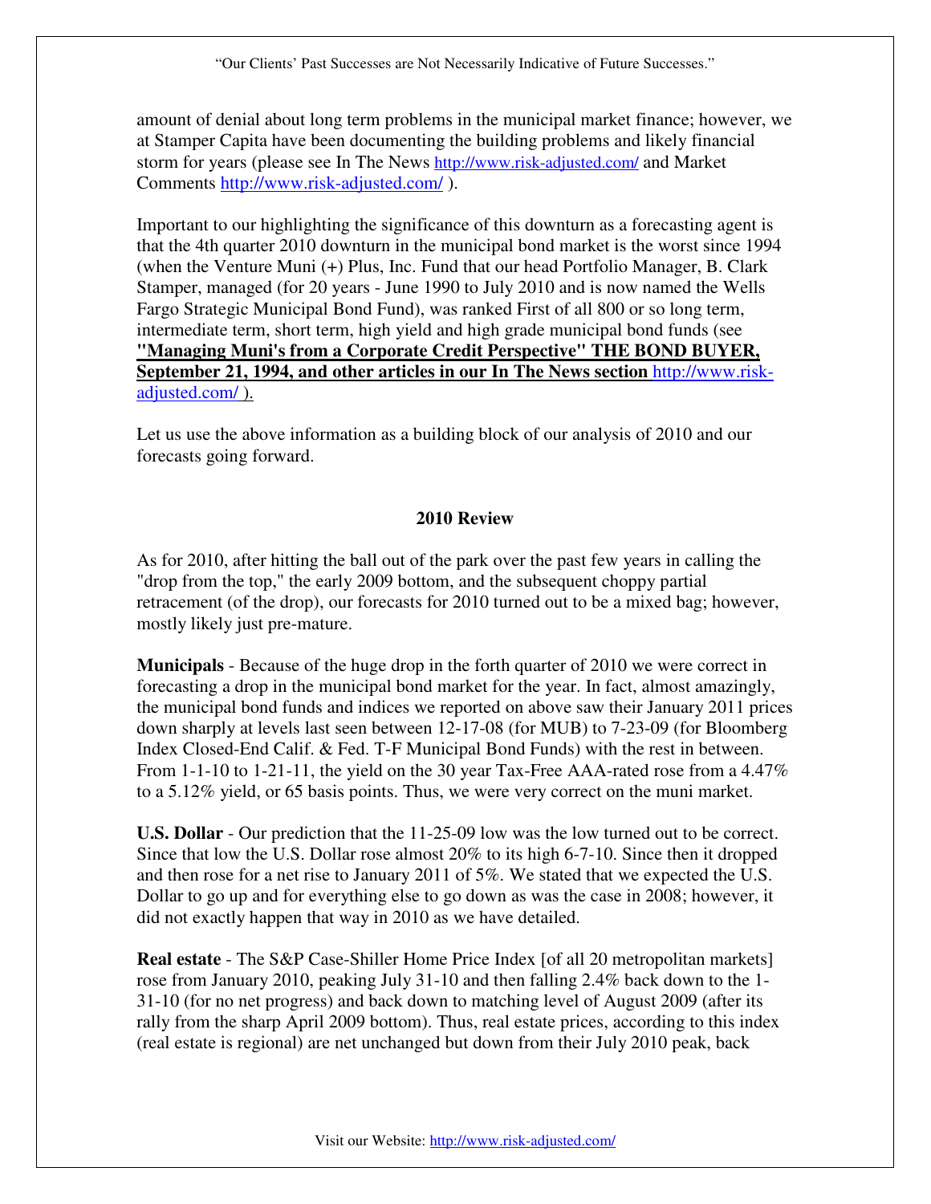amount of denial about long term problems in the municipal market finance; however, we at Stamper Capita have been documenting the building problems and likely financial storm for years (please see In The News [http://www.risk-adjusted.com/](http://www.risk-adjusted.com/) and Market Comments [http://www.risk-adjusted.com/](http://www.risk-adjusted.com/) ).

Important to our highlighting the significance of this downturn as a forecasting agent is that the 4th quarter 2010 downturn in the municipal bond market is the worst since 1994 (when the Venture Muni (+) Plus, Inc. Fund that our head Portfolio Manager, B. Clark Stamper, managed (for 20 years - June 1990 to July 2010 and is now named the Wells Fargo Strategic Municipal Bond Fund), was ranked First of all 800 or so long term, intermediate term, short term, high yield and high grade municipal bond funds (see **"Managing Muni's from a Corporate Credit Perspective" THE BOND BUYER, September 21, 1994, and other articles in our In The News section** [http://www.risk-adjusted.com/](http://www.risk-adjusted.com/) ).

Let us use the above information as a building block of our analysis of 2010 and our forecasts going forward.

## 2010 Review

As for 2010, after hitting the ball out of the park over the past few years in calling the "drop from the top," the early 2009 bottom, and the subsequent choppy partial retracement (of the drop), our forecasts for 2010 turned out to be a mixed bag; however, mostly likely just pre-mature.

**Municipals** - Because of the huge drop in the forth quarter of 2010 we were correct in forecasting a drop in the municipal bond market for the year. In fact, almost amazingly, the municipal bond funds and indices we reported on above saw their January 2011 prices down sharply at levels last seen between 12-17-08 (for MUB) to 7-23-09 (for Bloomberg Index Closed-End Calif. & Fed. T-F Municipal Bond Funds) with the rest in between. From 1-1-10 to 1-21-11, the yield on the 30 year Tax-Free AAA-rated rose from a 4.47% to a 5.12% yield, or 65 basis points. Thus, we were very correct on the muni market.

**U.S. Dollar** - Our prediction that the 11-25-09 low was the low turned out to be correct. Since that low the U.S. Dollar rose almost 20% to its high 6-7-10. Since then it dropped and then rose for a net rise to January 2011 of 5%. We stated that we expected the U.S. Dollar to go up and for everything else to go down as was the case in 2008; however, it did not exactly happen that way in 2010 as we have detailed.

**Real estate** - The S&P Case-Shiller Home Price Index [of all 20 metropolitan markets] rose from January 2010, peaking July 31-10 and then falling 2.4% back down to the 1-31-10 (for no net progress) and back down to matching level of August 2009 (after its rally from the sharp April 2009 bottom). Thus, real estate prices, according to this index (real estate is regional) are net unchanged but down from their July 2010 peak, back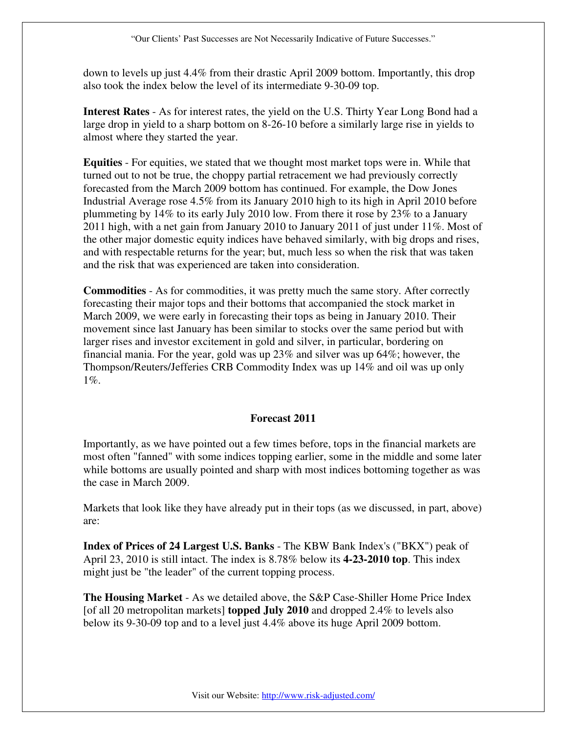down to levels up just 4.4% from their drastic April 2009 bottom. Importantly, this drop also took the index below the level of its intermediate 9-30-09 top.

**Interest Rates** - As for interest rates, the yield on the U.S. Thirty Year Long Bond had a large drop in yield to a sharp bottom on 8-26-10 before a similarly large rise in yields to almost where they started the year.

**Equities** - For equities, we stated that we thought most market tops were in. While that turned out to not be true, the choppy partial retracement we had previously correctly forecasted from the March 2009 bottom has continued. For example, the Dow Jones Industrial Average rose 4.5% from its January 2010 high to its high in April 2010 before plummeting by 14% to its early July 2010 low. From there it rose by 23% to a January 2011 high, with a net gain from January 2010 to January 2011 of just under 11%. Most of the other major domestic equity indices have behaved similarly, with big drops and rises, and with respectable returns for the year; but, much less so when the risk that was taken and the risk that was experienced are taken into consideration.

**Commodities** - As for commodities, it was pretty much the same story. After correctly forecasting their major tops and their bottoms that accompanied the stock market in March 2009, we were early in forecasting their tops as being in January 2010. Their movement since last January has been similar to stocks over the same period but with larger rises and investor excitement in gold and silver, in particular, bordering on financial mania. For the year, gold was up 23% and silver was up 64%; however, the Thompson/Reuters/Jefferies CRB Commodity Index was up 14% and oil was up only 1%.

## Forecast 2011

Importantly, as we have pointed out a few times before, tops in the financial markets are most often "fanned" with some indices topping earlier, some in the middle and some later while bottoms are usually pointed and sharp with most indices bottoming together as was the case in March 2009.

Markets that look like they have already put in their tops (as we discussed, in part, above) are:

**Index of Prices of 24 Largest U.S. Banks** - The KBW Bank Index's ("BKX") peak of April 23, 2010 is still intact. The index is 8.78% below its **4-23-2010 top**. This index might just be "the leader" of the current topping process.

**The Housing Market** - As we detailed above, the S&P Case-Shiller Home Price Index [of all 20 metropolitan markets] **topped July 2010** and dropped 2.4% to levels also below its 9-30-09 top and to a level just 4.4% above its huge April 2009 bottom.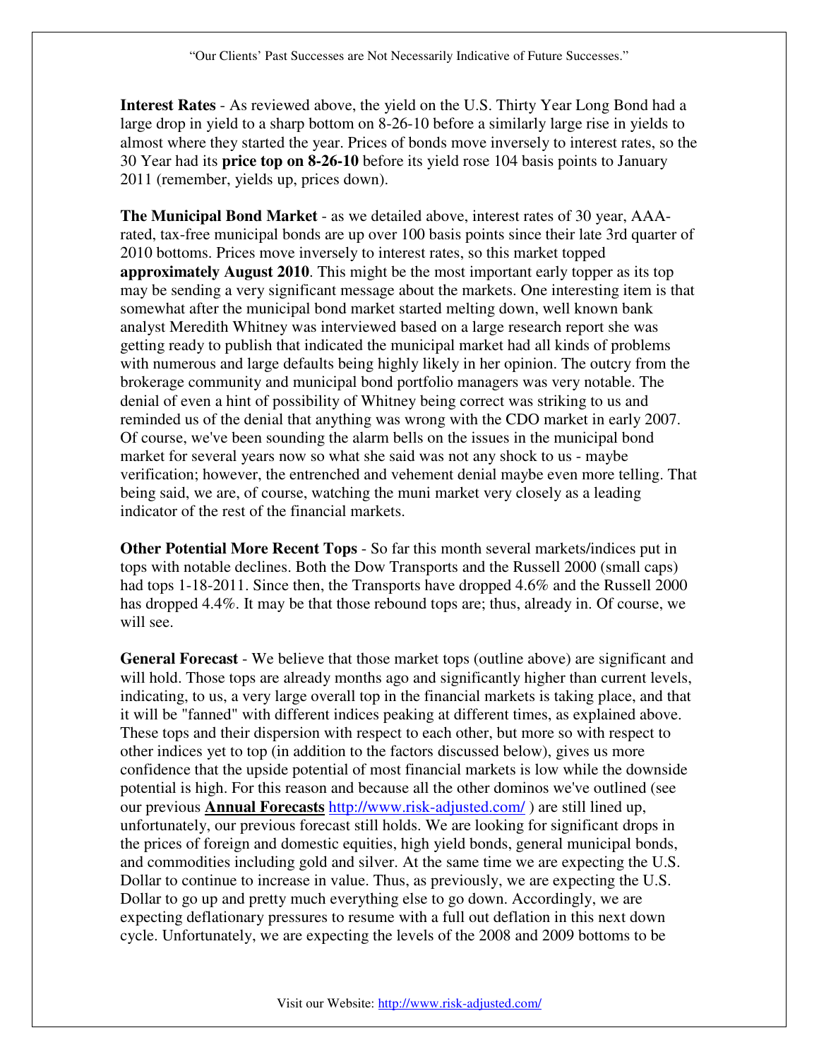**Interest Rates** - As reviewed above, the yield on the U.S. Thirty Year Long Bond had a large drop in yield to a sharp bottom on 8-26-10 before a similarly large rise in yields to almost where they started the year. Prices of bonds move inversely to interest rates, so the 30 Year had its **price top on 8-26-10** before its yield rose 104 basis points to January 2011 (remember, yields up, prices down).

**The Municipal Bond Market** - as we detailed above, interest rates of 30 year, AAA-rated, tax-free municipal bonds are up over 100 basis points since their late 3rd quarter of 2010 bottoms. Prices move inversely to interest rates, so this market topped **approximately August 2010**. This might be the most important early topper as its top may be sending a very significant message about the markets. One interesting item is that somewhat after the municipal bond market started melting down, well known bank analyst Meredith Whitney was interviewed based on a large research report she was getting ready to publish that indicated the municipal market had all kinds of problems with numerous and large defaults being highly likely in her opinion. The outcry from the brokerage community and municipal bond portfolio managers was very notable. The denial of even a hint of possibility of Whitney being correct was striking to us and reminded us of the denial that anything was wrong with the CDO market in early 2007. Of course, we've been sounding the alarm bells on the issues in the municipal bond market for several years now so what she said was not any shock to us - maybe verification; however, the entrenched and vehement denial maybe even more telling. That being said, we are, of course, watching the muni market very closely as a leading indicator of the rest of the financial markets.

**Other Potential More Recent Tops** - So far this month several markets/indices put in tops with notable declines. Both the Dow Transports and the Russell 2000 (small caps) had tops 1-18-2011. Since then, the Transports have dropped 4.6% and the Russell 2000 has dropped 4.4%. It may be that those rebound tops are; thus, already in. Of course, we will see.

**General Forecast** - We believe that those market tops (outline above) are significant and will hold. Those tops are already months ago and significantly higher than current levels, indicating, to us, a very large overall top in the financial markets is taking place, and that it will be "fanned" with different indices peaking at different times, as explained above. These tops and their dispersion with respect to each other, but more so with respect to other indices yet to top (in addition to the factors discussed below), gives us more confidence that the upside potential of most financial markets is low while the downside potential is high. For this reason and because all the other dominos we've outlined (see our previous **Annual Forecasts** http://www.risk-adjusted.com/ ) are still lined up, unfortunately, our previous forecast still holds. We are looking for significant drops in the prices of foreign and domestic equities, high yield bonds, general municipal bonds, and commodities including gold and silver. At the same time we are expecting the U.S. Dollar to continue to increase in value. Thus, as previously, we are expecting the U.S. Dollar to go up and pretty much everything else to go down. Accordingly, we are expecting deflationary pressures to resume with a full out deflation in this next down cycle. Unfortunately, we are expecting the levels of the 2008 and 2009 bottoms to be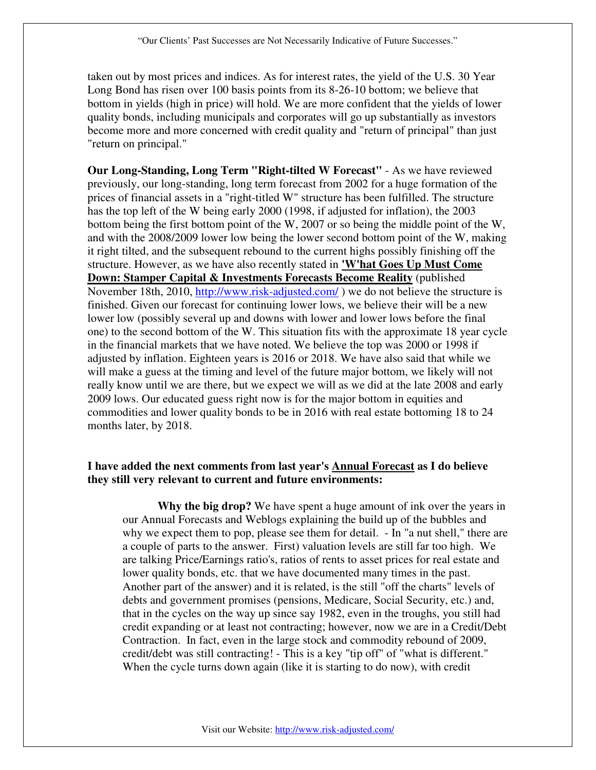taken out by most prices and indices. As for interest rates, the yield of the U.S. 30 Year Long Bond has risen over 100 basis points from its 8-26-10 bottom; we believe that bottom in yields (high in price) will hold. We are more confident that the yields of lower quality bonds, including municipals and corporates will go up substantially as investors become more and more concerned with credit quality and "return of principal" than just "return on principal."

**Our Long-Standing, Long Term "Right-tilted W Forecast"** - As we have reviewed previously, our long-standing, long term forecast from 2002 for a huge formation of the prices of financial assets in a "right-titled W" structure has been fulfilled. The structure has the top left of the W being early 2000 (1998, if adjusted for inflation), the 2003 bottom being the first bottom point of the W, 2007 or so being the middle point of the W, and with the 2008/2009 lower low being the lower second bottom point of the W, making it right tilted, and the subsequent rebound to the current highs possibly finishing off the structure. However, as we have also recently stated in **'W'hat Goes Up Must Come Down: Stamper Capital & Investments Forecasts Become Reality** (published November 18th, 2010, http://www.risk-adjusted.com/ ) we do not believe the structure is finished. Given our forecast for continuing lower lows, we believe their will be a new lower low (possibly several up and downs with lower and lower lows before the final one) to the second bottom of the W. This situation fits with the approximate 18 year cycle in the financial markets that we have noted. We believe the top was 2000 or 1998 if adjusted by inflation. Eighteen years is 2016 or 2018. We have also said that while we will make a guess at the timing and level of the future major bottom, we likely will not really know until we are there, but we expect we will as we did at the late 2008 and early 2009 lows. Our educated guess right now is for the major bottom in equities and commodities and lower quality bonds to be in 2016 with real estate bottoming 18 to 24 months later, by 2018.

**I have added the next comments from last year's Annual Forecast as I do believe they still very relevant to current and future environments:**

> **Why the big drop?** We have spent a huge amount of ink over the years in our Annual Forecasts and Weblogs explaining the build up of the bubbles and why we expect them to pop, please see them for detail. - In "a nut shell," there are a couple of parts to the answer. First) valuation levels are still far too high. We are talking Price/Earnings ratio's, ratios of rents to asset prices for real estate and lower quality bonds, etc. that we have documented many times in the past. Another part of the answer) and it is related, is the still "off the charts" levels of debts and government promises (pensions, Medicare, Social Security, etc.) and, that in the cycles on the way up since say 1982, even in the troughs, you still had credit expanding or at least not contracting; however, now we are in a Credit/Debt Contraction. In fact, even in the large stock and commodity rebound of 2009, credit/debt was still contracting! - This is a key "tip off" of "what is different." When the cycle turns down again (like it is starting to do now), with credit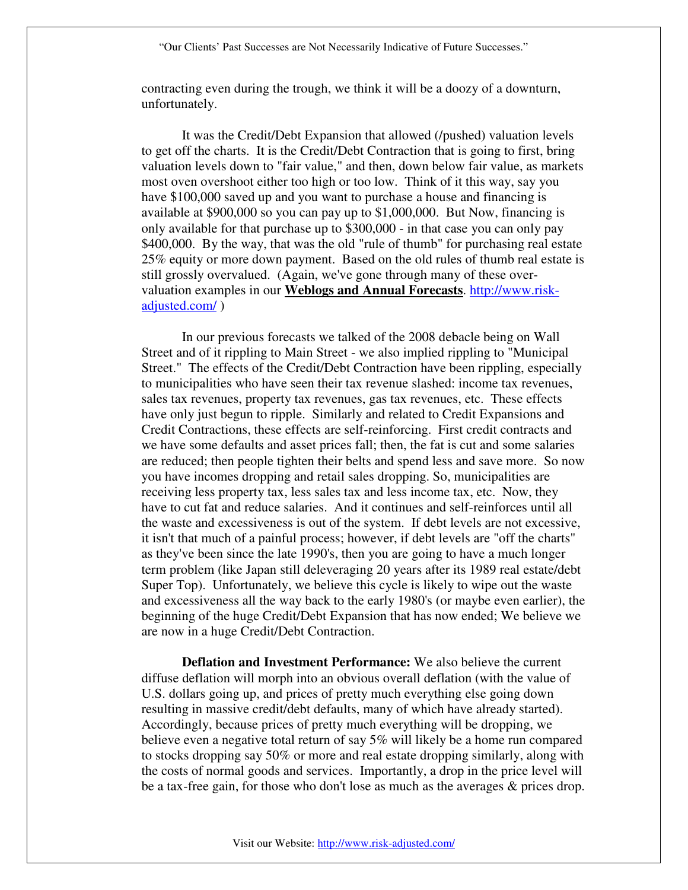contracting even during the trough, we think it will be a doozy of a downturn, unfortunately.

It was the Credit/Debt Expansion that allowed (/pushed) valuation levels to get off the charts. It is the Credit/Debt Contraction that is going to first, bring valuation levels down to "fair value," and then, down below fair value, as markets most oven overshoot either too high or too low. Think of it this way, say you have $100,000 saved up and you want to purchase a house and financing is available at $900,000 so you can pay up to $1,000,000. But Now, financing is only available for that purchase up to $300,000 - in that case you can only pay $400,000. By the way, that was the old "rule of thumb" for purchasing real estate 25% equity or more down payment. Based on the old rules of thumb real estate is still grossly overvalued. (Again, we've gone through many of these over-valuation examples in our **Weblogs and Annual Forecasts**. [http://www.risk-adjusted.com/](http://www.risk-adjusted.com/) )

In our previous forecasts we talked of the 2008 debacle being on Wall Street and of it rippling to Main Street - we also implied rippling to "Municipal Street." The effects of the Credit/Debt Contraction have been rippling, especially to municipalities who have seen their tax revenue slashed: income tax revenues, sales tax revenues, property tax revenues, gas tax revenues, etc. These effects have only just begun to ripple. Similarly and related to Credit Expansions and Credit Contractions, these effects are self-reinforcing. First credit contracts and we have some defaults and asset prices fall; then, the fat is cut and some salaries are reduced; then people tighten their belts and spend less and save more. So now you have incomes dropping and retail sales dropping. So, municipalities are receiving less property tax, less sales tax and less income tax, etc. Now, they have to cut fat and reduce salaries. And it continues and self-reinforces until all the waste and excessiveness is out of the system. If debt levels are not excessive, it isn't that much of a painful process; however, if debt levels are "off the charts" as they've been since the late 1990's, then you are going to have a much longer term problem (like Japan still deleveraging 20 years after its 1989 real estate/debt Super Top). Unfortunately, we believe this cycle is likely to wipe out the waste and excessiveness all the way back to the early 1980's (or maybe even earlier), the beginning of the huge Credit/Debt Expansion that has now ended; We believe we are now in a huge Credit/Debt Contraction.

**Deflation and Investment Performance:** We also believe the current diffuse deflation will morph into an obvious overall deflation (with the value of U.S. dollars going up, and prices of pretty much everything else going down resulting in massive credit/debt defaults, many of which have already started). Accordingly, because prices of pretty much everything will be dropping, we believe even a negative total return of say 5% will likely be a home run compared to stocks dropping say 50% or more and real estate dropping similarly, along with the costs of normal goods and services. Importantly, a drop in the price level will be a tax-free gain, for those who don't lose as much as the averages & prices drop.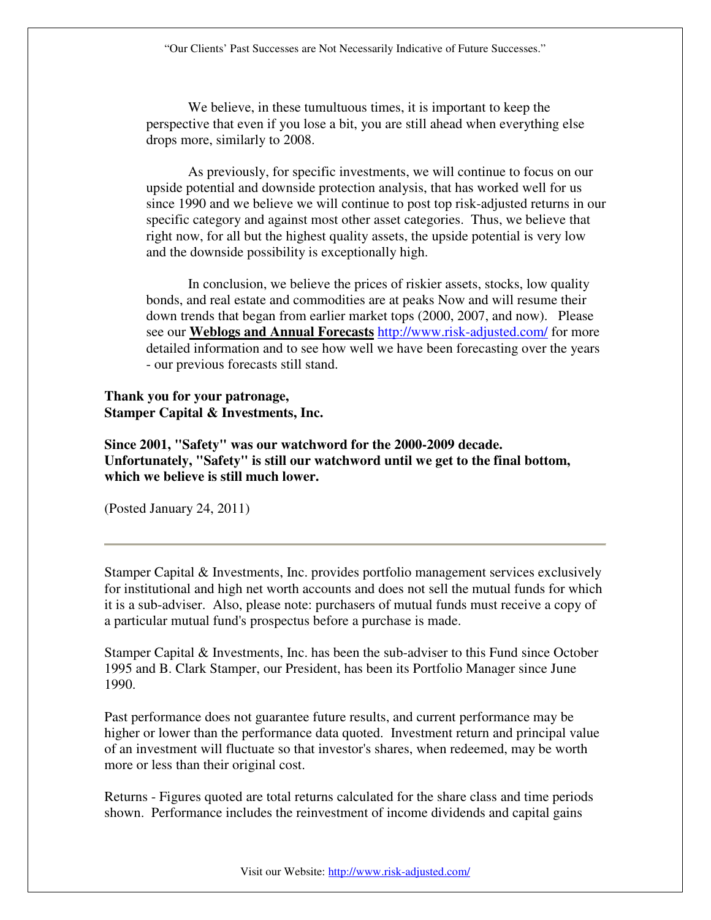We believe, in these tumultuous times, it is important to keep the perspective that even if you lose a bit, you are still ahead when everything else drops more, similarly to 2008.

As previously, for specific investments, we will continue to focus on our upside potential and downside protection analysis, that has worked well for us since 1990 and we believe we will continue to post top risk-adjusted returns in our specific category and against most other asset categories. Thus, we believe that right now, for all but the highest quality assets, the upside potential is very low and the downside possibility is exceptionally high.

In conclusion, we believe the prices of riskier assets, stocks, low quality bonds, and real estate and commodities are at peaks Now and will resume their down trends that began from earlier market tops (2000, 2007, and now). Please see our **Weblogs and Annual Forecasts** http://www.risk-adjusted.com/ for more detailed information and to see how well we have been forecasting over the years - our previous forecasts still stand.

**Thank you for your patronage,**
**Stamper Capital & Investments, Inc.**

**Since 2001, "Safety" was our watchword for the 2000-2009 decade. Unfortunately, "Safety" is still our watchword until we get to the final bottom, which we believe is still much lower.**

(Posted January 24, 2011)

---

Stamper Capital & Investments, Inc. provides portfolio management services exclusively for institutional and high net worth accounts and does not sell the mutual funds for which it is a sub-adviser. Also, please note: purchasers of mutual funds must receive a copy of a particular mutual fund's prospectus before a purchase is made.

Stamper Capital & Investments, Inc. has been the sub-adviser to this Fund since October 1995 and B. Clark Stamper, our President, has been its Portfolio Manager since June 1990.

Past performance does not guarantee future results, and current performance may be higher or lower than the performance data quoted. Investment return and principal value of an investment will fluctuate so that investor's shares, when redeemed, may be worth more or less than their original cost.

Returns - Figures quoted are total returns calculated for the share class and time periods shown. Performance includes the reinvestment of income dividends and capital gains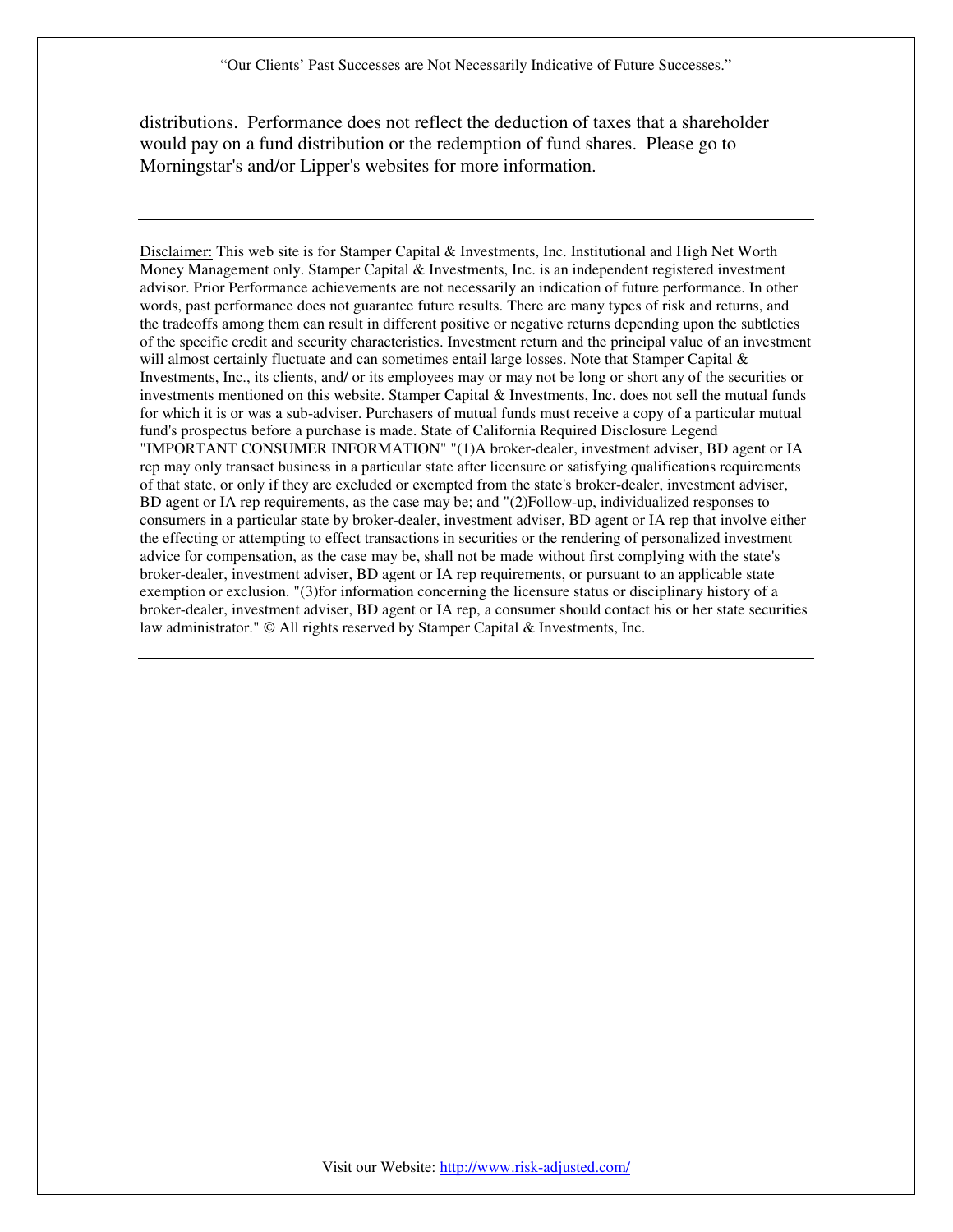distributions. Performance does not reflect the deduction of taxes that a shareholder would pay on a fund distribution or the redemption of fund shares. Please go to Morningstar's and/or Lipper's websites for more information.

---

Disclaimer: This web site is for Stamper Capital & Investments, Inc. Institutional and High Net Worth Money Management only. Stamper Capital & Investments, Inc. is an independent registered investment advisor. Prior Performance achievements are not necessarily an indication of future performance. In other words, past performance does not guarantee future results. There are many types of risk and returns, and the tradeoffs among them can result in different positive or negative returns depending upon the subtleties of the specific credit and security characteristics. Investment return and the principal value of an investment will almost certainly fluctuate and can sometimes entail large losses. Note that Stamper Capital & Investments, Inc., its clients, and/ or its employees may or may not be long or short any of the securities or investments mentioned on this website. Stamper Capital & Investments, Inc. does not sell the mutual funds for which it is or was a sub-adviser. Purchasers of mutual funds must receive a copy of a particular mutual fund's prospectus before a purchase is made. State of California Required Disclosure Legend "IMPORTANT CONSUMER INFORMATION" "(1)A broker-dealer, investment adviser, BD agent or IA rep may only transact business in a particular state after licensure or satisfying qualifications requirements of that state, or only if they are excluded or exempted from the state's broker-dealer, investment adviser, BD agent or IA rep requirements, as the case may be; and "(2)Follow-up, individualized responses to consumers in a particular state by broker-dealer, investment adviser, BD agent or IA rep that involve either the effecting or attempting to effect transactions in securities or the rendering of personalized investment advice for compensation, as the case may be, shall not be made without first complying with the state's broker-dealer, investment adviser, BD agent or IA rep requirements, or pursuant to an applicable state exemption or exclusion. "(3)for information concerning the licensure status or disciplinary history of a broker-dealer, investment adviser, BD agent or IA rep, a consumer should contact his or her state securities law administrator." © All rights reserved by Stamper Capital & Investments, Inc.

---